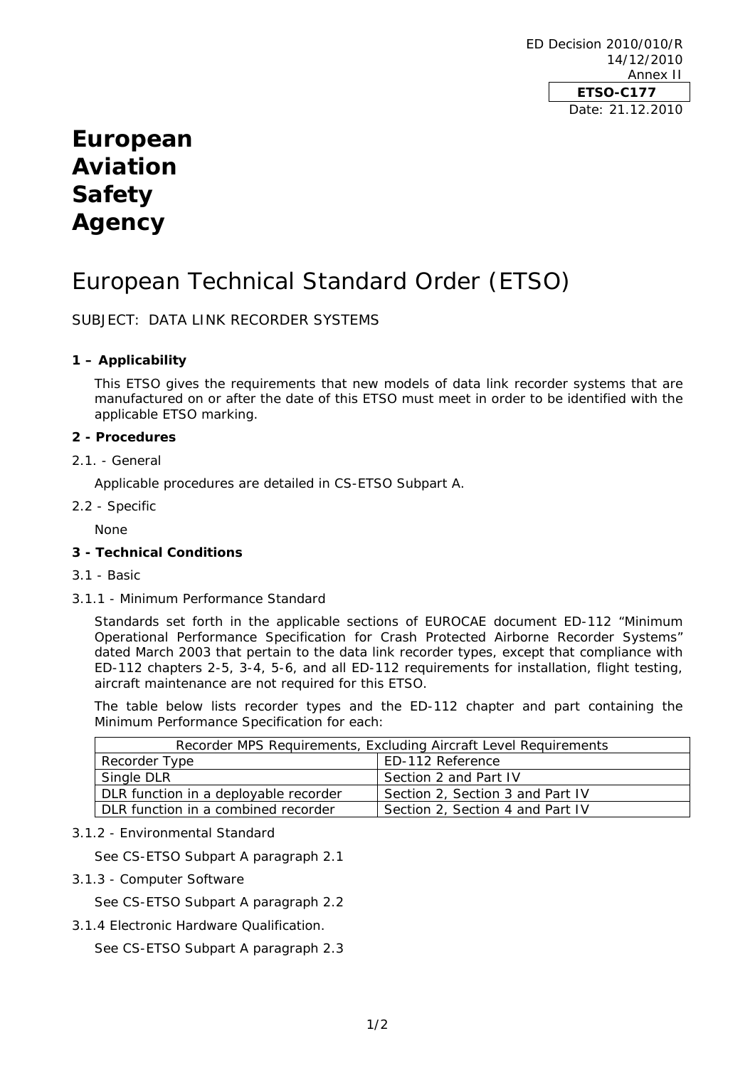ED Decision 2010/010/R
14/12/2010
Annex II

**ETSO-C177**

Date: 21.12.2010

# European Aviation Safety Agency

# European Technical Standard Order (ETSO)

SUBJECT: DATA LINK RECORDER SYSTEMS

## 1 – Applicability

This ETSO gives the requirements that new models of data link recorder systems that are manufactured on or after the date of this ETSO must meet in order to be identified with the applicable ETSO marking.

## 2 - Procedures

2.1. - General

Applicable procedures are detailed in CS-ETSO Subpart A.

2.2 - Specific

None

## 3 - Technical Conditions

3.1 - Basic

3.1.1 - Minimum Performance Standard

Standards set forth in the applicable sections of EUROCAE document ED-112 "Minimum Operational Performance Specification for Crash Protected Airborne Recorder Systems" dated March 2003 that pertain to the data link recorder types, except that compliance with ED-112 chapters 2-5, 3-4, 5-6, and all ED-112 requirements for installation, flight testing, aircraft maintenance are not required for this ETSO.

The table below lists recorder types and the ED-112 chapter and part containing the Minimum Performance Specification for each:

| Recorder MPS Requirements, Excluding Aircraft Level Requirements | |
|---|---|
| Recorder Type | ED-112 Reference |
| Single DLR | Section 2 and Part IV |
| DLR function in a deployable recorder | Section 2, Section 3 and Part IV |
| DLR function in a combined recorder | Section 2, Section 4 and Part IV |

3.1.2 - Environmental Standard

See CS-ETSO Subpart A paragraph 2.1

3.1.3 - Computer Software

See CS-ETSO Subpart A paragraph 2.2

3.1.4 Electronic Hardware Qualification.

See CS-ETSO Subpart A paragraph 2.3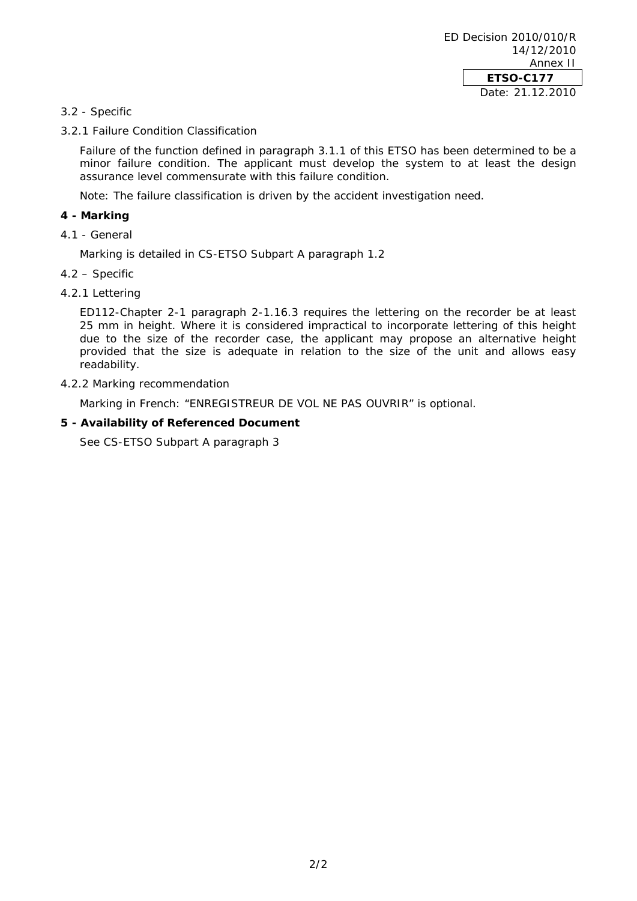3.2 - Specific

3.2.1 Failure Condition Classification

Failure of the function defined in paragraph 3.1.1 of this ETSO has been determined to be a minor failure condition. The applicant must develop the system to at least the design assurance level commensurate with this failure condition.

Note: The failure classification is driven by the accident investigation need.

**4 - Marking**

4.1 - General

Marking is detailed in CS-ETSO Subpart A paragraph 1.2

4.2 – Specific

4.2.1 Lettering

ED112-Chapter 2-1 paragraph 2-1.16.3 requires the lettering on the recorder be at least 25 mm in height. Where it is considered impractical to incorporate lettering of this height due to the size of the recorder case, the applicant may propose an alternative height provided that the size is adequate in relation to the size of the unit and allows easy readability.

4.2.2 Marking recommendation

Marking in French: "ENREGISTREUR DE VOL NE PAS OUVRIR" is optional.

**5 - Availability of Referenced Document**

See CS-ETSO Subpart A paragraph 3